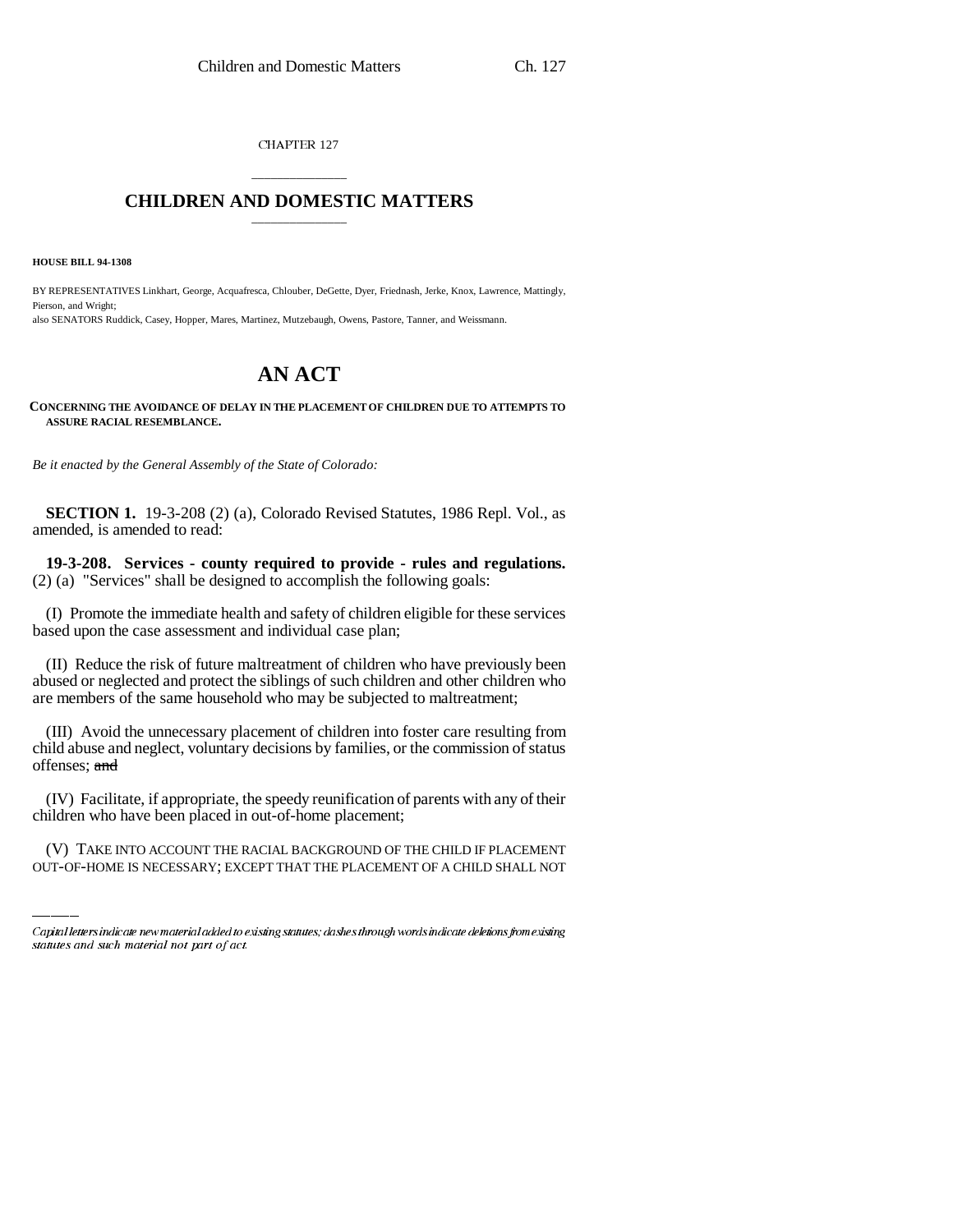CHAPTER 127

# CHILDREN AND DOMESTIC MATTERS

**HOUSE BILL 94-1308**

BY REPRESENTATIVES Linkhart, George, Acquafresca, Chlouber, DeGette, Dyer, Friednash, Jerke, Knox, Lawrence, Mattingly, Pierson, and Wright;
also SENATORS Ruddick, Casey, Hopper, Mares, Martinez, Mutzebaugh, Owens, Pastore, Tanner, and Weissmann.

# AN ACT

**CONCERNING THE AVOIDANCE OF DELAY IN THE PLACEMENT OF CHILDREN DUE TO ATTEMPTS TO ASSURE RACIAL RESEMBLANCE.**

*Be it enacted by the General Assembly of the State of Colorado:*

**SECTION 1.** 19-3-208 (2) (a), Colorado Revised Statutes, 1986 Repl. Vol., as amended, is amended to read:

**19-3-208. Services - county required to provide - rules and regulations.** (2) (a) "Services" shall be designed to accomplish the following goals:

(I) Promote the immediate health and safety of children eligible for these services based upon the case assessment and individual case plan;

(II) Reduce the risk of future maltreatment of children who have previously been abused or neglected and protect the siblings of such children and other children who are members of the same household who may be subjected to maltreatment;

(III) Avoid the unnecessary placement of children into foster care resulting from child abuse and neglect, voluntary decisions by families, or the commission of status offenses; ~~and~~

(IV) Facilitate, if appropriate, the speedy reunification of parents with any of their children who have been placed in out-of-home placement;

(V) TAKE INTO ACCOUNT THE RACIAL BACKGROUND OF THE CHILD IF PLACEMENT OUT-OF-HOME IS NECESSARY; EXCEPT THAT THE PLACEMENT OF A CHILD SHALL NOT

---

*Capital letters indicate new material added to existing statutes; dashes through words indicate deletions from existing statutes and such material not part of act.*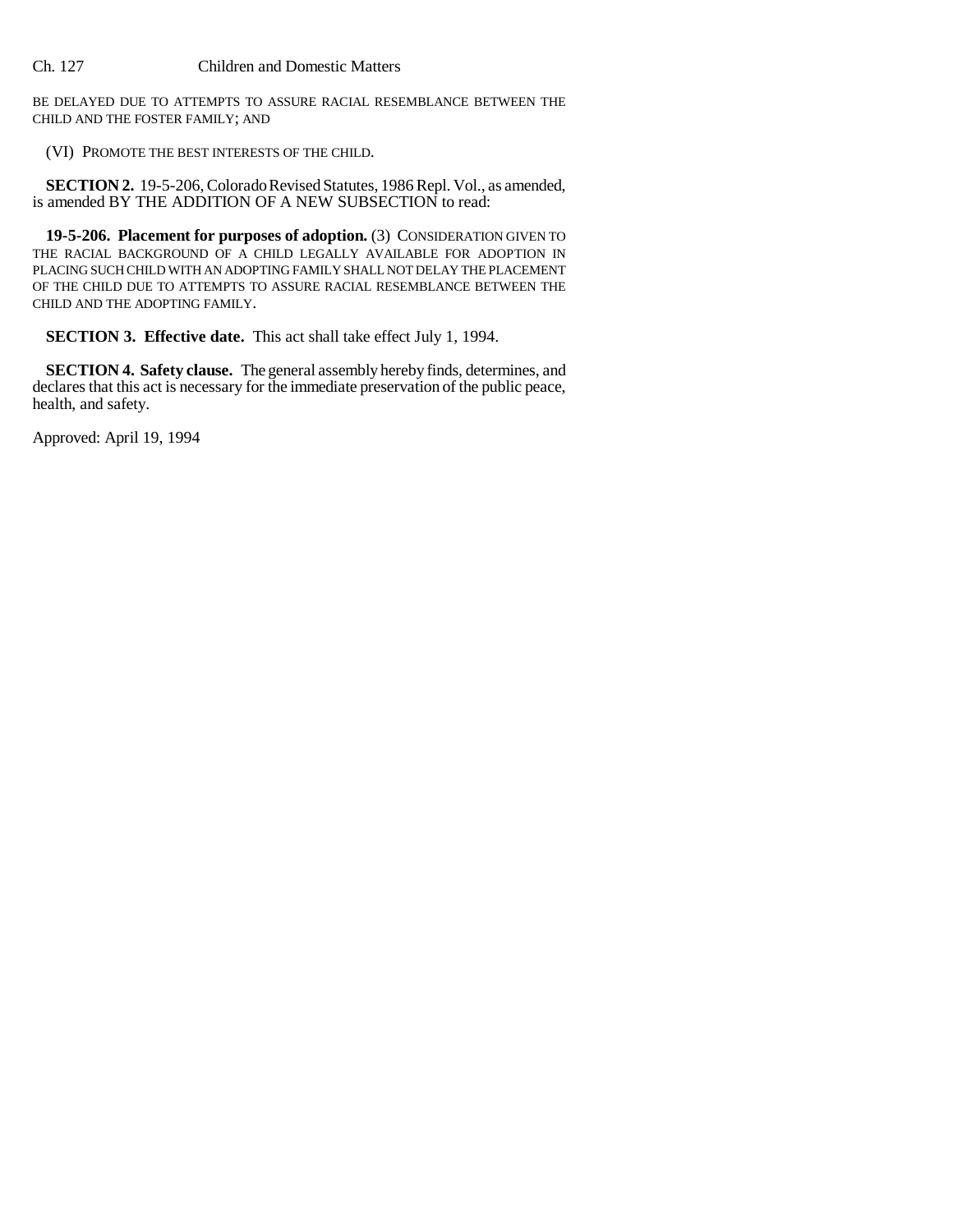BE DELAYED DUE TO ATTEMPTS TO ASSURE RACIAL RESEMBLANCE BETWEEN THE CHILD AND THE FOSTER FAMILY; AND

(VI) PROMOTE THE BEST INTERESTS OF THE CHILD.

**SECTION 2.** 19-5-206, Colorado Revised Statutes, 1986 Repl. Vol., as amended, is amended BY THE ADDITION OF A NEW SUBSECTION to read:

**19-5-206. Placement for purposes of adoption.** (3) CONSIDERATION GIVEN TO THE RACIAL BACKGROUND OF A CHILD LEGALLY AVAILABLE FOR ADOPTION IN PLACING SUCH CHILD WITH AN ADOPTING FAMILY SHALL NOT DELAY THE PLACEMENT OF THE CHILD DUE TO ATTEMPTS TO ASSURE RACIAL RESEMBLANCE BETWEEN THE CHILD AND THE ADOPTING FAMILY.

**SECTION 3. Effective date.** This act shall take effect July 1, 1994.

**SECTION 4. Safety clause.** The general assembly hereby finds, determines, and declares that this act is necessary for the immediate preservation of the public peace, health, and safety.

Approved: April 19, 1994